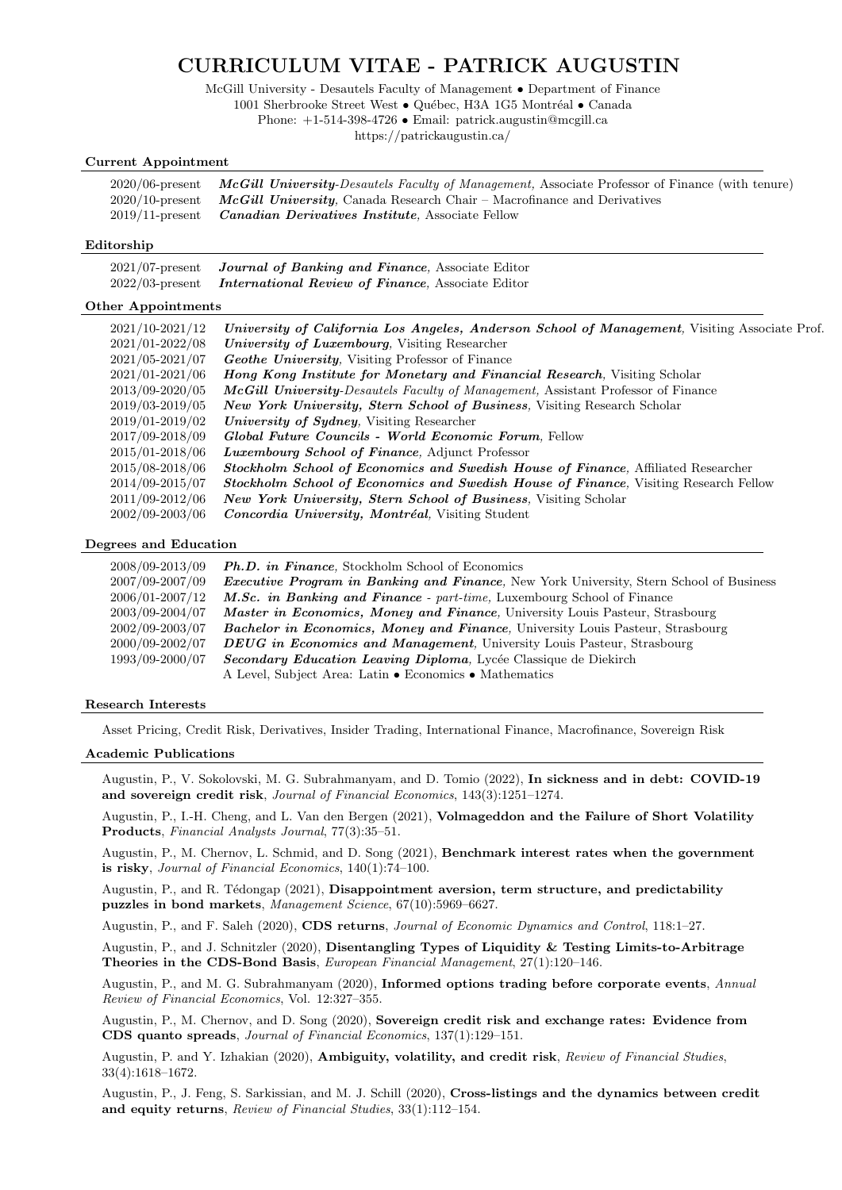# CURRICULUM VITAE - PATRICK AUGUSTIN

McGill University - Desautels Faculty of Management • Department of Finance
1001 Sherbrooke Street West • Québec, H3A 1G5 Montréal • Canada
Phone: +1-514-398-4726 • Email: patrick.augustin@mcgill.ca
https://patrickaugustin.ca/

## Current Appointment

| | |
|---|---|
| 2020/06-present | ***McGill University****-Desautels Faculty of Management,* Associate Professor of Finance (with tenure) |
| 2020/10-present | ***McGill University****,* Canada Research Chair – Macrofinance and Derivatives |
| 2019/11-present | ***Canadian Derivatives Institute****,* Associate Fellow |

## Editorship

| | |
|---|---|
| 2021/07-present | ***Journal of Banking and Finance****,* Associate Editor |
| 2022/03-present | ***International Review of Finance****,* Associate Editor |

## Other Appointments

| | |
|---|---|
| 2021/10-2021/12 | ***University of California Los Angeles, Anderson School of Management****,* Visiting Associate Prof. |
| 2021/01-2022/08 | ***University of Luxembourg****,* Visiting Researcher |
| 2021/05-2021/07 | ***Geothe University****,* Visiting Professor of Finance |
| 2021/01-2021/06 | ***Hong Kong Institute for Monetary and Financial Research****,* Visiting Scholar |
| 2013/09-2020/05 | ***McGill University****-Desautels Faculty of Management,* Assistant Professor of Finance |
| 2019/03-2019/05 | ***New York University, Stern School of Business****,* Visiting Research Scholar |
| 2019/01-2019/02 | ***University of Sydney****,* Visiting Researcher |
| 2017/09-2018/09 | ***Global Future Councils - World Economic Forum****,* Fellow |
| 2015/01-2018/06 | ***Luxembourg School of Finance****,* Adjunct Professor |
| 2015/08-2018/06 | ***Stockholm School of Economics and Swedish House of Finance****,* Affiliated Researcher |
| 2014/09-2015/07 | ***Stockholm School of Economics and Swedish House of Finance****,* Visiting Research Fellow |
| 2011/09-2012/06 | ***New York University, Stern School of Business****,* Visiting Scholar |
| 2002/09-2003/06 | ***Concordia University, Montréal****,* Visiting Student |

## Degrees and Education

| | |
|---|---|
| 2008/09-2013/09 | ***Ph.D. in Finance****,* Stockholm School of Economics |
| 2007/09-2007/09 | ***Executive Program in Banking and Finance****,* New York University, Stern School of Business |
| 2006/01-2007/12 | ***M.Sc. in Banking and Finance*** *- part-time,* Luxembourg School of Finance |
| 2003/09-2004/07 | ***Master in Economics, Money and Finance****,* University Louis Pasteur, Strasbourg |
| 2002/09-2003/07 | ***Bachelor in Economics, Money and Finance****,* University Louis Pasteur, Strasbourg |
| 2000/09-2002/07 | ***DEUG in Economics and Management****,* University Louis Pasteur, Strasbourg |
| 1993/09-2000/07 | ***Secondary Education Leaving Diploma****,* Lycée Classique de Diekirch<br>A Level, Subject Area: Latin • Economics • Mathematics |

## Research Interests

Asset Pricing, Credit Risk, Derivatives, Insider Trading, International Finance, Macrofinance, Sovereign Risk

## Academic Publications

Augustin, P., V. Sokolovski, M. G. Subrahmanyam, and D. Tomio (2022), **In sickness and in debt: COVID-19 and sovereign credit risk**, *Journal of Financial Economics*, 143(3):1251–1274.

Augustin, P., I.-H. Cheng, and L. Van den Bergen (2021), **Volmageddon and the Failure of Short Volatility Products**, *Financial Analysts Journal*, 77(3):35–51.

Augustin, P., M. Chernov, L. Schmid, and D. Song (2021), **Benchmark interest rates when the government is risky**, *Journal of Financial Economics*, 140(1):74–100.

Augustin, P., and R. Tédongap (2021), **Disappointment aversion, term structure, and predictability puzzles in bond markets**, *Management Science*, 67(10):5969–6627.

Augustin, P., and F. Saleh (2020), **CDS returns**, *Journal of Economic Dynamics and Control*, 118:1–27.

Augustin, P., and J. Schnitzler (2020), **Disentangling Types of Liquidity & Testing Limits-to-Arbitrage Theories in the CDS-Bond Basis**, *European Financial Management*, 27(1):120–146.

Augustin, P., and M. G. Subrahmanyam (2020), **Informed options trading before corporate events**, *Annual Review of Financial Economics*, Vol. 12:327–355.

Augustin, P., M. Chernov, and D. Song (2020), **Sovereign credit risk and exchange rates: Evidence from CDS quanto spreads**, *Journal of Financial Economics*, 137(1):129–151.

Augustin, P. and Y. Izhakian (2020), **Ambiguity, volatility, and credit risk**, *Review of Financial Studies*, 33(4):1618–1672.

Augustin, P., J. Feng, S. Sarkissian, and M. J. Schill (2020), **Cross-listings and the dynamics between credit and equity returns**, *Review of Financial Studies*, 33(1):112–154.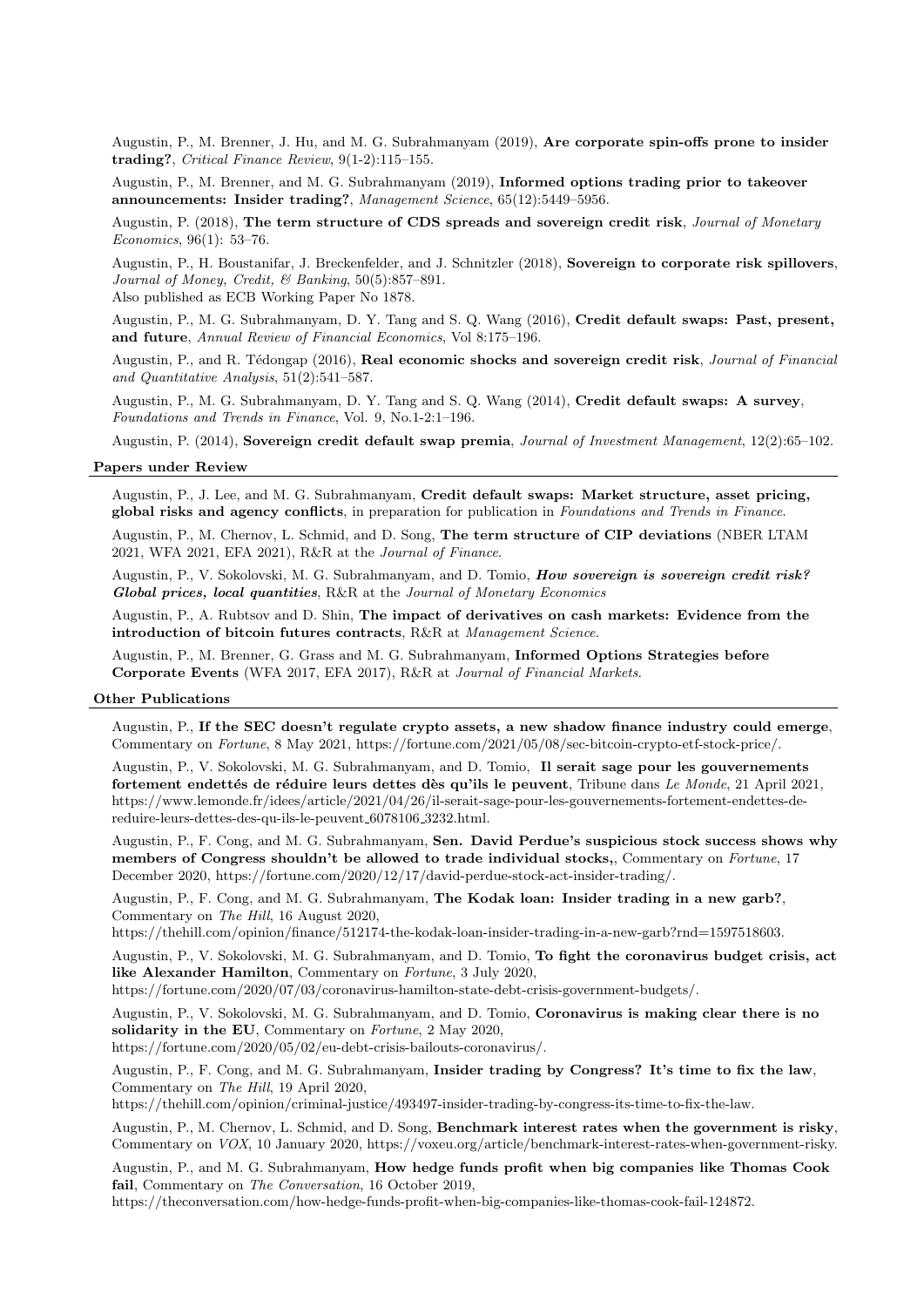Augustin, P., M. Brenner, J. Hu, and M. G. Subrahmanyam (2019), **Are corporate spin-offs prone to insider trading?**, *Critical Finance Review*, 9(1-2):115–155.

Augustin, P., M. Brenner, and M. G. Subrahmanyam (2019), **Informed options trading prior to takeover announcements: Insider trading?**, *Management Science*, 65(12):5449–5956.

Augustin, P. (2018), **The term structure of CDS spreads and sovereign credit risk**, *Journal of Monetary Economics*, 96(1): 53–76.

Augustin, P., H. Boustanifar, J. Breckenfelder, and J. Schnitzler (2018), **Sovereign to corporate risk spillovers**, *Journal of Money, Credit, & Banking*, 50(5):857–891.
Also published as ECB Working Paper No 1878.

Augustin, P., M. G. Subrahmanyam, D. Y. Tang and S. Q. Wang (2016), **Credit default swaps: Past, present, and future**, *Annual Review of Financial Economics*, Vol 8:175–196.

Augustin, P., and R. Tédongap (2016), **Real economic shocks and sovereign credit risk**, *Journal of Financial and Quantitative Analysis*, 51(2):541–587.

Augustin, P., M. G. Subrahmanyam, D. Y. Tang and S. Q. Wang (2014), **Credit default swaps: A survey**, *Foundations and Trends in Finance*, Vol. 9, No.1-2:1–196.

Augustin, P. (2014), **Sovereign credit default swap premia**, *Journal of Investment Management*, 12(2):65–102.

### Papers under Review

Augustin, P., J. Lee, and M. G. Subrahmanyam, **Credit default swaps: Market structure, asset pricing, global risks and agency conflicts**, in preparation for publication in *Foundations and Trends in Finance*.

Augustin, P., M. Chernov, L. Schmid, and D. Song, **The term structure of CIP deviations** (NBER LTAM 2021, WFA 2021, EFA 2021), R&R at the *Journal of Finance*.

Augustin, P., V. Sokolovski, M. G. Subrahmanyam, and D. Tomio, ***How sovereign is sovereign credit risk? Global prices, local quantities***, R&R at the *Journal of Monetary Economics*

Augustin, P., A. Rubtsov and D. Shin, **The impact of derivatives on cash markets: Evidence from the introduction of bitcoin futures contracts**, R&R at *Management Science*.

Augustin, P., M. Brenner, G. Grass and M. G. Subrahmanyam, **Informed Options Strategies before Corporate Events** (WFA 2017, EFA 2017), R&R at *Journal of Financial Markets*.

### Other Publications

Augustin, P., **If the SEC doesn't regulate crypto assets, a new shadow finance industry could emerge**, Commentary on *Fortune*, 8 May 2021, https://fortune.com/2021/05/08/sec-bitcoin-crypto-etf-stock-price/.

Augustin, P., V. Sokolovski, M. G. Subrahmanyam, and D. Tomio, **Il serait sage pour les gouvernements fortement endettés de réduire leurs dettes dès qu'ils le peuvent**, Tribune dans *Le Monde*, 21 April 2021, https://www.lemonde.fr/idees/article/2021/04/26/il-serait-sage-pour-les-gouvernements-fortement-endettes-de-reduire-leurs-dettes-des-qu-ils-le-peuvent_6078106_3232.html.

Augustin, P., F. Cong, and M. G. Subrahmanyam, **Sen. David Perdue's suspicious stock success shows why members of Congress shouldn't be allowed to trade individual stocks,**, Commentary on *Fortune*, 17 December 2020, https://fortune.com/2020/12/17/david-perdue-stock-act-insider-trading/.

Augustin, P., F. Cong, and M. G. Subrahmanyam, **The Kodak loan: Insider trading in a new garb?**, Commentary on *The Hill*, 16 August 2020, https://thehill.com/opinion/finance/512174-the-kodak-loan-insider-trading-in-a-new-garb?rnd=1597518603.

Augustin, P., V. Sokolovski, M. G. Subrahmanyam, and D. Tomio, **To fight the coronavirus budget crisis, act like Alexander Hamilton**, Commentary on *Fortune*, 3 July 2020, https://fortune.com/2020/07/03/coronavirus-hamilton-state-debt-crisis-government-budgets/.

Augustin, P., V. Sokolovski, M. G. Subrahmanyam, and D. Tomio, **Coronavirus is making clear there is no solidarity in the EU**, Commentary on *Fortune*, 2 May 2020, https://fortune.com/2020/05/02/eu-debt-crisis-bailouts-coronavirus/.

Augustin, P., F. Cong, and M. G. Subrahmanyam, **Insider trading by Congress? It's time to fix the law**, Commentary on *The Hill*, 19 April 2020, https://thehill.com/opinion/criminal-justice/493497-insider-trading-by-congress-its-time-to-fix-the-law.

Augustin, P., M. Chernov, L. Schmid, and D. Song, **Benchmark interest rates when the government is risky**, Commentary on *VOX*, 10 January 2020, https://voxeu.org/article/benchmark-interest-rates-when-government-risky.

Augustin, P., and M. G. Subrahmanyam, **How hedge funds profit when big companies like Thomas Cook fail**, Commentary on *The Conversation*, 16 October 2019, https://theconversation.com/how-hedge-funds-profit-when-big-companies-like-thomas-cook-fail-124872.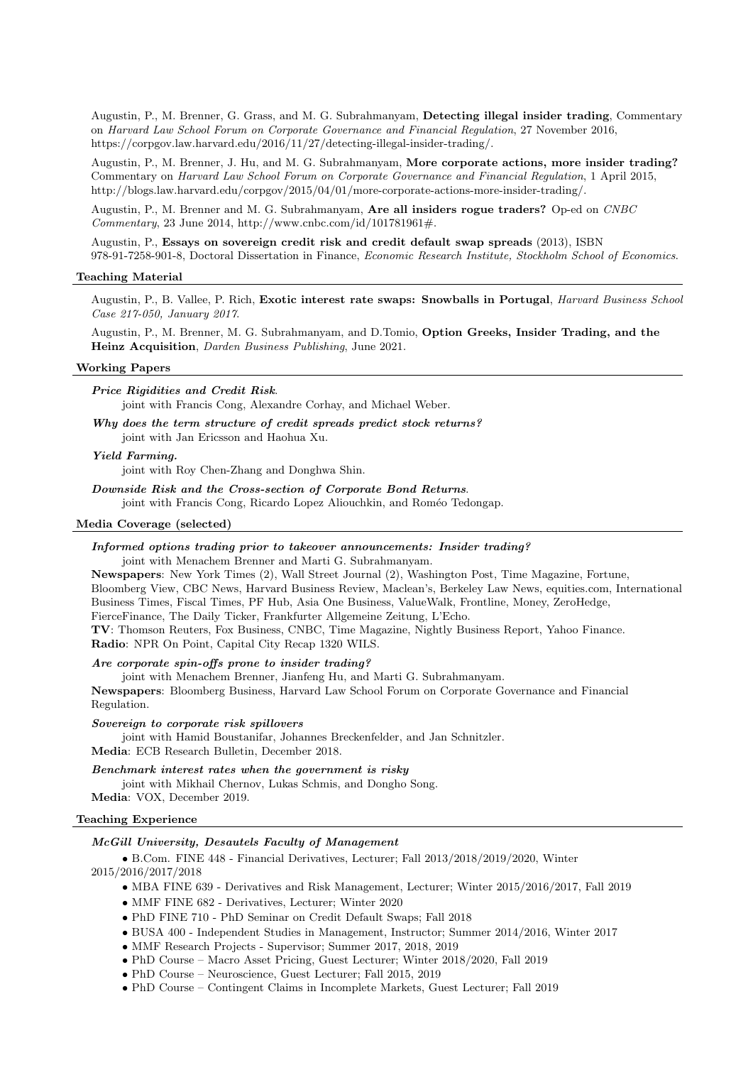Augustin, P., M. Brenner, G. Grass, and M. G. Subrahmanyam, **Detecting illegal insider trading**, Commentary on *Harvard Law School Forum on Corporate Governance and Financial Regulation*, 27 November 2016, https://corpgov.law.harvard.edu/2016/11/27/detecting-illegal-insider-trading/.

Augustin, P., M. Brenner, J. Hu, and M. G. Subrahmanyam, **More corporate actions, more insider trading?** Commentary on *Harvard Law School Forum on Corporate Governance and Financial Regulation*, 1 April 2015, http://blogs.law.harvard.edu/corpgov/2015/04/01/more-corporate-actions-more-insider-trading/.

Augustin, P., M. Brenner and M. G. Subrahmanyam, **Are all insiders rogue traders?** Op-ed on *CNBC Commentary*, 23 June 2014, http://www.cnbc.com/id/101781961#.

Augustin, P., **Essays on sovereign credit risk and credit default swap spreads** (2013), ISBN 978-91-7258-901-8, Doctoral Dissertation in Finance, *Economic Research Institute, Stockholm School of Economics*.

## Teaching Material

Augustin, P., B. Vallee, P. Rich, **Exotic interest rate swaps: Snowballs in Portugal**, *Harvard Business School Case 217-050, January 2017*.

Augustin, P., M. Brenner, M. G. Subrahmanyam, and D.Tomio, **Option Greeks, Insider Trading, and the Heinz Acquisition**, *Darden Business Publishing*, June 2021.

## Working Papers

***Price Rigidities and Credit Risk***.
joint with Francis Cong, Alexandre Corhay, and Michael Weber.

***Why does the term structure of credit spreads predict stock returns?***
joint with Jan Ericsson and Haohua Xu.

***Yield Farming.***
joint with Roy Chen-Zhang and Donghwa Shin.

***Downside Risk and the Cross-section of Corporate Bond Returns***.
joint with Francis Cong, Ricardo Lopez Aliouchkin, and Roméo Tedongap.

## Media Coverage (selected)

***Informed options trading prior to takeover announcements: Insider trading?***
joint with Menachem Brenner and Marti G. Subrahmanyam.
**Newspapers**: New York Times (2), Wall Street Journal (2), Washington Post, Time Magazine, Fortune, Bloomberg View, CBC News, Harvard Business Review, Maclean's, Berkeley Law News, equities.com, International Business Times, Fiscal Times, PF Hub, Asia One Business, ValueWalk, Frontline, Money, ZeroHedge, FierceFinance, The Daily Ticker, Frankfurter Allgemeine Zeitung, L'Echo.
**TV**: Thomson Reuters, Fox Business, CNBC, Time Magazine, Nightly Business Report, Yahoo Finance.
**Radio**: NPR On Point, Capital City Recap 1320 WILS.

***Are corporate spin-offs prone to insider trading?***
joint with Menachem Brenner, Jianfeng Hu, and Marti G. Subrahmanyam.
**Newspapers**: Bloomberg Business, Harvard Law School Forum on Corporate Governance and Financial Regulation.

***Sovereign to corporate risk spillovers***
joint with Hamid Boustanifar, Johannes Breckenfelder, and Jan Schnitzler.
**Media**: ECB Research Bulletin, December 2018.

***Benchmark interest rates when the government is risky***
joint with Mikhail Chernov, Lukas Schmis, and Dongho Song.
**Media**: VOX, December 2019.

## Teaching Experience

***McGill University, Desautels Faculty of Management***

- B.Com. FINE 448 - Financial Derivatives, Lecturer; Fall 2013/2018/2019/2020, Winter 2015/2016/2017/2018
- MBA FINE 639 - Derivatives and Risk Management, Lecturer; Winter 2015/2016/2017, Fall 2019
- MMF FINE 682 - Derivatives, Lecturer; Winter 2020
- PhD FINE 710 - PhD Seminar on Credit Default Swaps; Fall 2018
- BUSA 400 - Independent Studies in Management, Instructor; Summer 2014/2016, Winter 2017
- MMF Research Projects - Supervisor; Summer 2017, 2018, 2019
- PhD Course – Macro Asset Pricing, Guest Lecturer; Winter 2018/2020, Fall 2019
- PhD Course – Neuroscience, Guest Lecturer; Fall 2015, 2019
- PhD Course – Contingent Claims in Incomplete Markets, Guest Lecturer; Fall 2019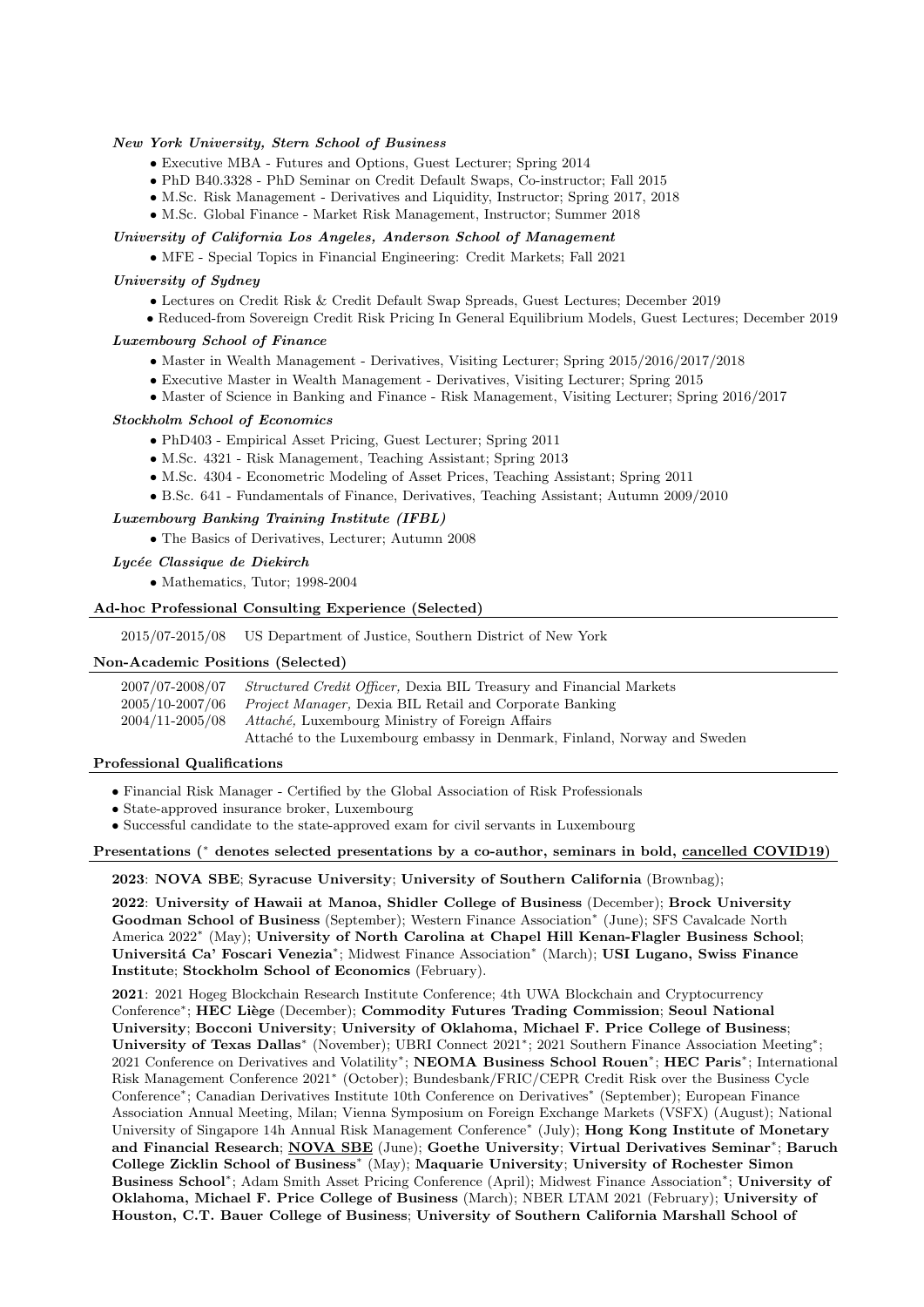***New York University, Stern School of Business***

- Executive MBA - Futures and Options, Guest Lecturer; Spring 2014
- PhD B40.3328 - PhD Seminar on Credit Default Swaps, Co-instructor; Fall 2015
- M.Sc. Risk Management - Derivatives and Liquidity, Instructor; Spring 2017, 2018
- M.Sc. Global Finance - Market Risk Management, Instructor; Summer 2018

***University of California Los Angeles, Anderson School of Management***

- MFE - Special Topics in Financial Engineering: Credit Markets; Fall 2021

***University of Sydney***

- Lectures on Credit Risk & Credit Default Swap Spreads, Guest Lectures; December 2019
- Reduced-from Sovereign Credit Risk Pricing In General Equilibrium Models, Guest Lectures; December 2019

***Luxembourg School of Finance***

- Master in Wealth Management - Derivatives, Visiting Lecturer; Spring 2015/2016/2017/2018
- Executive Master in Wealth Management - Derivatives, Visiting Lecturer; Spring 2015
- Master of Science in Banking and Finance - Risk Management, Visiting Lecturer; Spring 2016/2017

***Stockholm School of Economics***

- PhD403 - Empirical Asset Pricing, Guest Lecturer; Spring 2011
- M.Sc. 4321 - Risk Management, Teaching Assistant; Spring 2013
- M.Sc. 4304 - Econometric Modeling of Asset Prices, Teaching Assistant; Spring 2011
- B.Sc. 641 - Fundamentals of Finance, Derivatives, Teaching Assistant; Autumn 2009/2010

***Luxembourg Banking Training Institute (IFBL)***

- The Basics of Derivatives, Lecturer; Autumn 2008

***Lycée Classique de Diekirch***

- Mathematics, Tutor; 1998-2004

## Ad-hoc Professional Consulting Experience (Selected)

2015/07-2015/08 US Department of Justice, Southern District of New York

## Non-Academic Positions (Selected)

| | |
|---|---|
| 2007/07-2008/07 | *Structured Credit Officer,* Dexia BIL Treasury and Financial Markets |
| 2005/10-2007/06 | *Project Manager,* Dexia BIL Retail and Corporate Banking |
| 2004/11-2005/08 | *Attaché,* Luxembourg Ministry of Foreign Affairs<br>Attaché to the Luxembourg embassy in Denmark, Finland, Norway and Sweden |

## Professional Qualifications

- Financial Risk Manager - Certified by the Global Association of Risk Professionals
- State-approved insurance broker, Luxembourg
- Successful candidate to the state-approved exam for civil servants in Luxembourg

## Presentations (* denotes selected presentations by a co-author, seminars in bold, <u>cancelled COVID19</u>)

**2023**: **NOVA SBE**; **Syracuse University**; **University of Southern California** (Brownbag);

**2022**: **University of Hawaii at Manoa, Shidler College of Business** (December); **Brock University Goodman School of Business** (September); Western Finance Association* (June); SFS Cavalcade North America 2022* (May); **University of North Carolina at Chapel Hill Kenan-Flagler Business School**; **Universitá Ca' Foscari Venezia***; Midwest Finance Association* (March); **USI Lugano, Swiss Finance Institute**; **Stockholm School of Economics** (February).

**2021**: 2021 Hogeg Blockchain Research Institute Conference; 4th UWA Blockchain and Cryptocurrency Conference*; **HEC Liège** (December); **Commodity Futures Trading Commission**; **Seoul National University**; **Bocconi University**; **University of Oklahoma, Michael F. Price College of Business**; **University of Texas Dallas*** (November); UBRI Connect 2021*; 2021 Southern Finance Association Meeting*; 2021 Conference on Derivatives and Volatility*; **NEOMA Business School Rouen***; **HEC Paris***; International Risk Management Conference 2021* (October); Bundesbank/FRIC/CEPR Credit Risk over the Business Cycle Conference*; Canadian Derivatives Institute 10th Conference on Derivatives* (September); European Finance Association Annual Meeting, Milan; Vienna Symposium on Foreign Exchange Markets (VSFX) (August); National University of Singapore 14h Annual Risk Management Conference* (July); **Hong Kong Institute of Monetary and Financial Research**; **<u>NOVA SBE</u>** (June); **Goethe University**; **Virtual Derivatives Seminar***; **Baruch College Zicklin School of Business*** (May); **Maquarie University**; **University of Rochester Simon Business School***; Adam Smith Asset Pricing Conference (April); Midwest Finance Association*; **University of Oklahoma, Michael F. Price College of Business** (March); NBER LTAM 2021 (February); **University of Houston, C.T. Bauer College of Business**; **University of Southern California Marshall School of**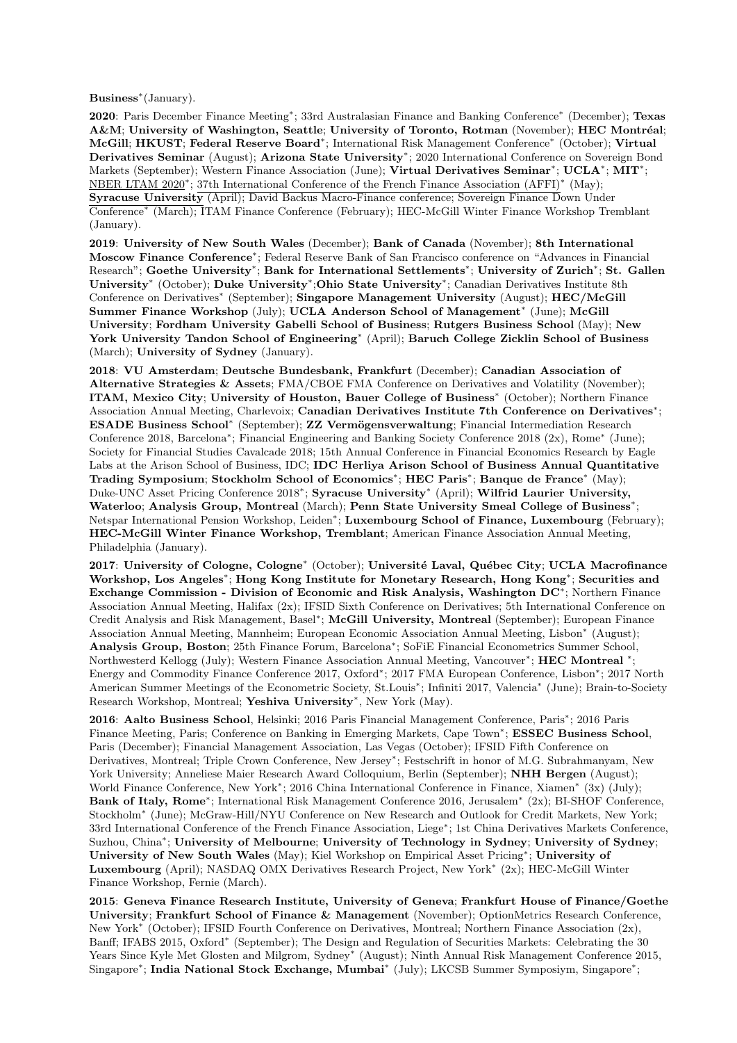**Business**$^*$(January).

**2020**: Paris December Finance Meeting$^*$; 33rd Australasian Finance and Banking Conference$^*$ (December); **Texas A&M**; **University of Washington, Seattle**; **University of Toronto, Rotman** (November); **HEC Montréal**; **McGill**; **HKUST**; **Federal Reserve Board**$^*$; International Risk Management Conference$^*$ (October); **Virtual Derivatives Seminar** (August); **Arizona State University**$^*$; 2020 International Conference on Sovereign Bond Markets (September); Western Finance Association (June); **Virtual Derivatives Seminar**$^*$; **UCLA**$^*$; **MIT**$^*$; NBER LTAM 2020$^*$; 37th International Conference of the French Finance Association (AFFI)$^*$ (May); **Syracuse University** (April); David Backus Macro-Finance conference; Sovereign Finance Down Under Conference$^*$ (March); ITAM Finance Conference (February); HEC-McGill Winter Finance Workshop Tremblant (January).

**2019**: **University of New South Wales** (December); **Bank of Canada** (November); **8th International Moscow Finance Conference**$^*$; Federal Reserve Bank of San Francisco conference on "Advances in Financial Research"; **Goethe University**$^*$; **Bank for International Settlements**$^*$; **University of Zurich**$^*$; **St. Gallen University**$^*$ (October); **Duke University**$^*$;**Ohio State University**$^*$; Canadian Derivatives Institute 8th Conference on Derivatives$^*$ (September); **Singapore Management University** (August); **HEC/McGill Summer Finance Workshop** (July); **UCLA Anderson School of Management**$^*$ (June); **McGill University**; **Fordham University Gabelli School of Business**; **Rutgers Business School** (May); **New York University Tandon School of Engineering**$^*$ (April); **Baruch College Zicklin School of Business** (March); **University of Sydney** (January).

**2018**: **VU Amsterdam**; **Deutsche Bundesbank, Frankfurt** (December); **Canadian Association of Alternative Strategies & Assets**; FMA/CBOE FMA Conference on Derivatives and Volatility (November); **ITAM, Mexico City**; **University of Houston, Bauer College of Business**$^*$ (October); Northern Finance Association Annual Meeting, Charlevoix; **Canadian Derivatives Institute 7th Conference on Derivatives**$^*$; **ESADE Business School**$^*$ (September); **ZZ Vermögensverwaltung**; Financial Intermediation Research Conference 2018, Barcelona$^*$; Financial Engineering and Banking Society Conference 2018 (2x), Rome$^*$ (June); Society for Financial Studies Cavalcade 2018; 15th Annual Conference in Financial Economics Research by Eagle Labs at the Arison School of Business, IDC; **IDC Herliya Arison School of Business Annual Quantitative Trading Symposium**; **Stockholm School of Economics**$^*$; **HEC Paris**$^*$; **Banque de France**$^*$ (May); Duke-UNC Asset Pricing Conference 2018$^*$; **Syracuse University**$^*$ (April); **Wilfrid Laurier University, Waterloo**; **Analysis Group, Montreal** (March); **Penn State University Smeal College of Business**$^*$; Netspar International Pension Workshop, Leiden$^*$; **Luxembourg School of Finance, Luxembourg** (February); **HEC-McGill Winter Finance Workshop, Tremblant**; American Finance Association Annual Meeting, Philadelphia (January).

**2017**: **University of Cologne, Cologne**$^*$ (October); **Université Laval, Québec City**; **UCLA Macrofinance Workshop, Los Angeles**$^*$; **Hong Kong Institute for Monetary Research, Hong Kong**$^*$; **Securities and Exchange Commission - Division of Economic and Risk Analysis, Washington DC**$^*$; Northern Finance Association Annual Meeting, Halifax (2x); IFSID Sixth Conference on Derivatives; 5th International Conference on Credit Analysis and Risk Management, Basel$^*$; **McGill University, Montreal** (September); European Finance Association Annual Meeting, Mannheim; European Economic Association Annual Meeting, Lisbon$^*$ (August); **Analysis Group, Boston**; 25th Finance Forum, Barcelona$^*$; SoFiE Financial Econometrics Summer School, Northwesterd Kellogg (July); Western Finance Association Annual Meeting, Vancouver$^*$; **HEC Montreal** $^*$; Energy and Commodity Finance Conference 2017, Oxford$^*$; 2017 FMA European Conference, Lisbon$^*$; 2017 North American Summer Meetings of the Econometric Society, St.Louis$^*$; Infiniti 2017, Valencia$^*$ (June); Brain-to-Society Research Workshop, Montreal; **Yeshiva University**$^*$, New York (May).

**2016**: **Aalto Business School**, Helsinki; 2016 Paris Financial Management Conference, Paris$^*$; 2016 Paris Finance Meeting, Paris; Conference on Banking in Emerging Markets, Cape Town$^*$; **ESSEC Business School**, Paris (December); Financial Management Association, Las Vegas (October); IFSID Fifth Conference on Derivatives, Montreal; Triple Crown Conference, New Jersey$^*$; Festschrift in honor of M.G. Subrahmanyam, New York University; Anneliese Maier Research Award Colloquium, Berlin (September); **NHH Bergen** (August); World Finance Conference, New York$^*$; 2016 China International Conference in Finance, Xiamen$^*$ (3x) (July); **Bank of Italy, Rome**$^*$; International Risk Management Conference 2016, Jerusalem$^*$ (2x); BI-SHOF Conference, Stockholm$^*$ (June); McGraw-Hill/NYU Conference on New Research and Outlook for Credit Markets, New York; 33rd International Conference of the French Finance Association, Liege$^*$; 1st China Derivatives Markets Conference, Suzhou, China$^*$; **University of Melbourne**; **University of Technology in Sydney**; **University of Sydney**; **University of New South Wales** (May); Kiel Workshop on Empirical Asset Pricing$^*$; **University of Luxembourg** (April); NASDAQ OMX Derivatives Research Project, New York$^*$ (2x); HEC-McGill Winter Finance Workshop, Fernie (March).

**2015**: **Geneva Finance Research Institute, University of Geneva**; **Frankfurt House of Finance/Goethe University**; **Frankfurt School of Finance & Management** (November); OptionMetrics Research Conference, New York$^*$ (October); IFSID Fourth Conference on Derivatives, Montreal; Northern Finance Association (2x), Banff; IFABS 2015, Oxford$^*$ (September); The Design and Regulation of Securities Markets: Celebrating the 30 Years Since Kyle Met Glosten and Milgrom, Sydney$^*$ (August); Ninth Annual Risk Management Conference 2015, Singapore$^*$; **India National Stock Exchange, Mumbai**$^*$ (July); LKCSB Summer Symposiym, Singapore$^*$;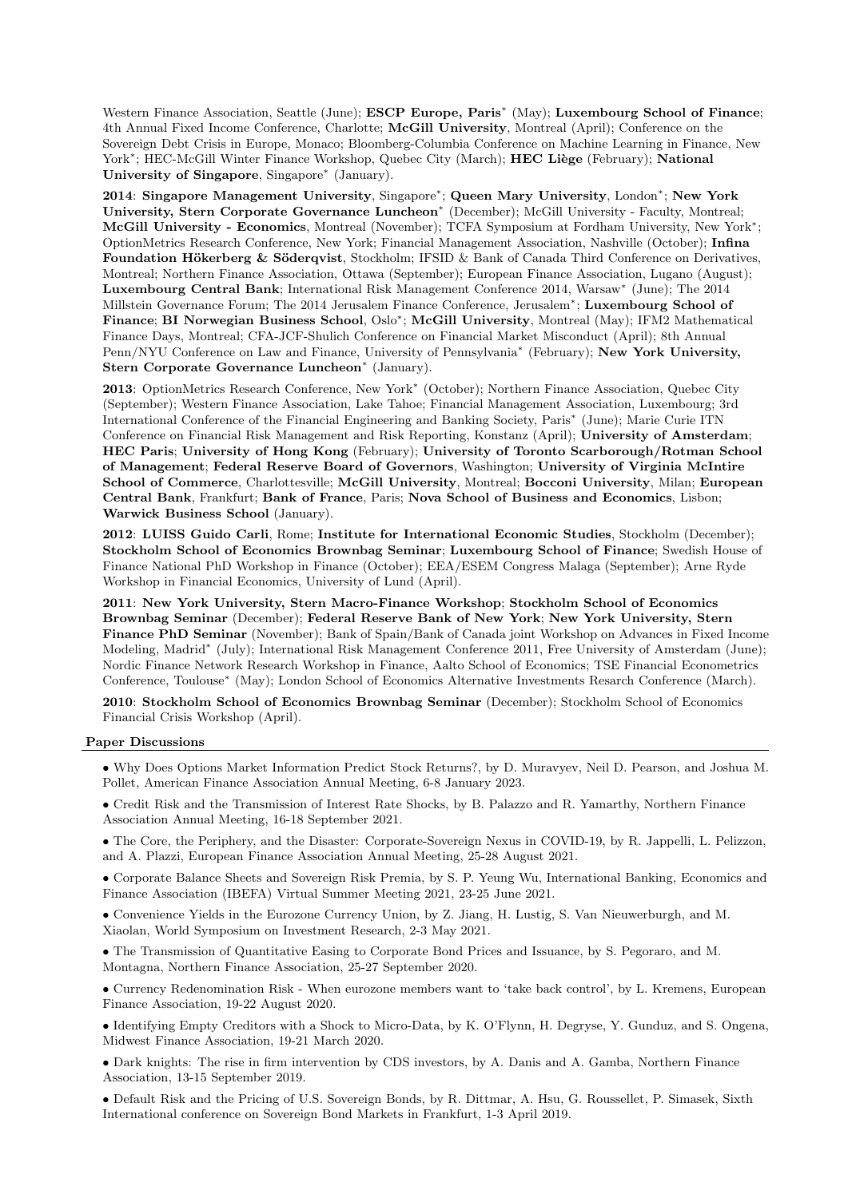Western Finance Association, Seattle (June); **ESCP Europe, Paris*** (May); **Luxembourg School of Finance**; 4th Annual Fixed Income Conference, Charlotte; **McGill University**, Montreal (April); Conference on the Sovereign Debt Crisis in Europe, Monaco; Bloomberg-Columbia Conference on Machine Learning in Finance, New York*; HEC-McGill Winter Finance Workshop, Quebec City (March); **HEC Liège** (February); **National University of Singapore**, Singapore* (January).

**2014**: **Singapore Management University**, Singapore*; **Queen Mary University**, London*; **New York University, Stern Corporate Governance Luncheon*** (December); McGill University - Faculty, Montreal; **McGill University - Economics**, Montreal (November); TCFA Symposium at Fordham University, New York*; OptionMetrics Research Conference, New York; Financial Management Association, Nashville (October); **Infina Foundation Hökerberg & Söderqvist**, Stockholm; IFSID & Bank of Canada Third Conference on Derivatives, Montreal; Northern Finance Association, Ottawa (September); European Finance Association, Lugano (August); **Luxembourg Central Bank**; International Risk Management Conference 2014, Warsaw* (June); The 2014 Millstein Governance Forum; The 2014 Jerusalem Finance Conference, Jerusalem*; **Luxembourg School of Finance**; **BI Norwegian Business School**, Oslo*; **McGill University**, Montreal (May); IFM2 Mathematical Finance Days, Montreal; CFA-JCF-Shulich Conference on Financial Market Misconduct (April); 8th Annual Penn/NYU Conference on Law and Finance, University of Pennsylvania* (February); **New York University, Stern Corporate Governance Luncheon*** (January).

**2013**: OptionMetrics Research Conference, New York* (October); Northern Finance Association, Quebec City (September); Western Finance Association, Lake Tahoe; Financial Management Association, Luxembourg; 3rd International Conference of the Financial Engineering and Banking Society, Paris* (June); Marie Curie ITN Conference on Financial Risk Management and Risk Reporting, Konstanz (April); **University of Amsterdam**; **HEC Paris**; **University of Hong Kong** (February); **University of Toronto Scarborough/Rotman School of Management**; **Federal Reserve Board of Governors**, Washington; **University of Virginia McIntire School of Commerce**, Charlottesville; **McGill University**, Montreal; **Bocconi University**, Milan; **European Central Bank**, Frankfurt; **Bank of France**, Paris; **Nova School of Business and Economics**, Lisbon; **Warwick Business School** (January).

**2012**: **LUISS Guido Carli**, Rome; **Institute for International Economic Studies**, Stockholm (December); **Stockholm School of Economics Brownbag Seminar**; **Luxembourg School of Finance**; Swedish House of Finance National PhD Workshop in Finance (October); EEA/ESEM Congress Malaga (September); Arne Ryde Workshop in Financial Economics, University of Lund (April).

**2011**: **New York University, Stern Macro-Finance Workshop**; **Stockholm School of Economics Brownbag Seminar** (December); **Federal Reserve Bank of New York**; **New York University, Stern Finance PhD Seminar** (November); Bank of Spain/Bank of Canada joint Workshop on Advances in Fixed Income Modeling, Madrid* (July); International Risk Management Conference 2011, Free University of Amsterdam (June); Nordic Finance Network Research Workshop in Finance, Aalto School of Economics; TSE Financial Econometrics Conference, Toulouse* (May); London School of Economics Alternative Investments Resarch Conference (March).

**2010**: **Stockholm School of Economics Brownbag Seminar** (December); Stockholm School of Economics Financial Crisis Workshop (April).

## Paper Discussions

- Why Does Options Market Information Predict Stock Returns?, by D. Muravyev, Neil D. Pearson, and Joshua M. Pollet, American Finance Association Annual Meeting, 6-8 January 2023.
- Credit Risk and the Transmission of Interest Rate Shocks, by B. Palazzo and R. Yamarthy, Northern Finance Association Annual Meeting, 16-18 September 2021.
- The Core, the Periphery, and the Disaster: Corporate-Sovereign Nexus in COVID-19, by R. Jappelli, L. Pelizzon, and A. Plazzi, European Finance Association Annual Meeting, 25-28 August 2021.
- Corporate Balance Sheets and Sovereign Risk Premia, by S. P. Yeung Wu, International Banking, Economics and Finance Association (IBEFA) Virtual Summer Meeting 2021, 23-25 June 2021.
- Convenience Yields in the Eurozone Currency Union, by Z. Jiang, H. Lustig, S. Van Nieuwerburgh, and M. Xiaolan, World Symposium on Investment Research, 2-3 May 2021.
- The Transmission of Quantitative Easing to Corporate Bond Prices and Issuance, by S. Pegoraro, and M. Montagna, Northern Finance Association, 25-27 September 2020.
- Currency Redenomination Risk - When eurozone members want to 'take back control', by L. Kremens, European Finance Association, 19-22 August 2020.
- Identifying Empty Creditors with a Shock to Micro-Data, by K. O'Flynn, H. Degryse, Y. Gunduz, and S. Ongena, Midwest Finance Association, 19-21 March 2020.
- Dark knights: The rise in firm intervention by CDS investors, by A. Danis and A. Gamba, Northern Finance Association, 13-15 September 2019.
- Default Risk and the Pricing of U.S. Sovereign Bonds, by R. Dittmar, A. Hsu, G. Roussellet, P. Simasek, Sixth International conference on Sovereign Bond Markets in Frankfurt, 1-3 April 2019.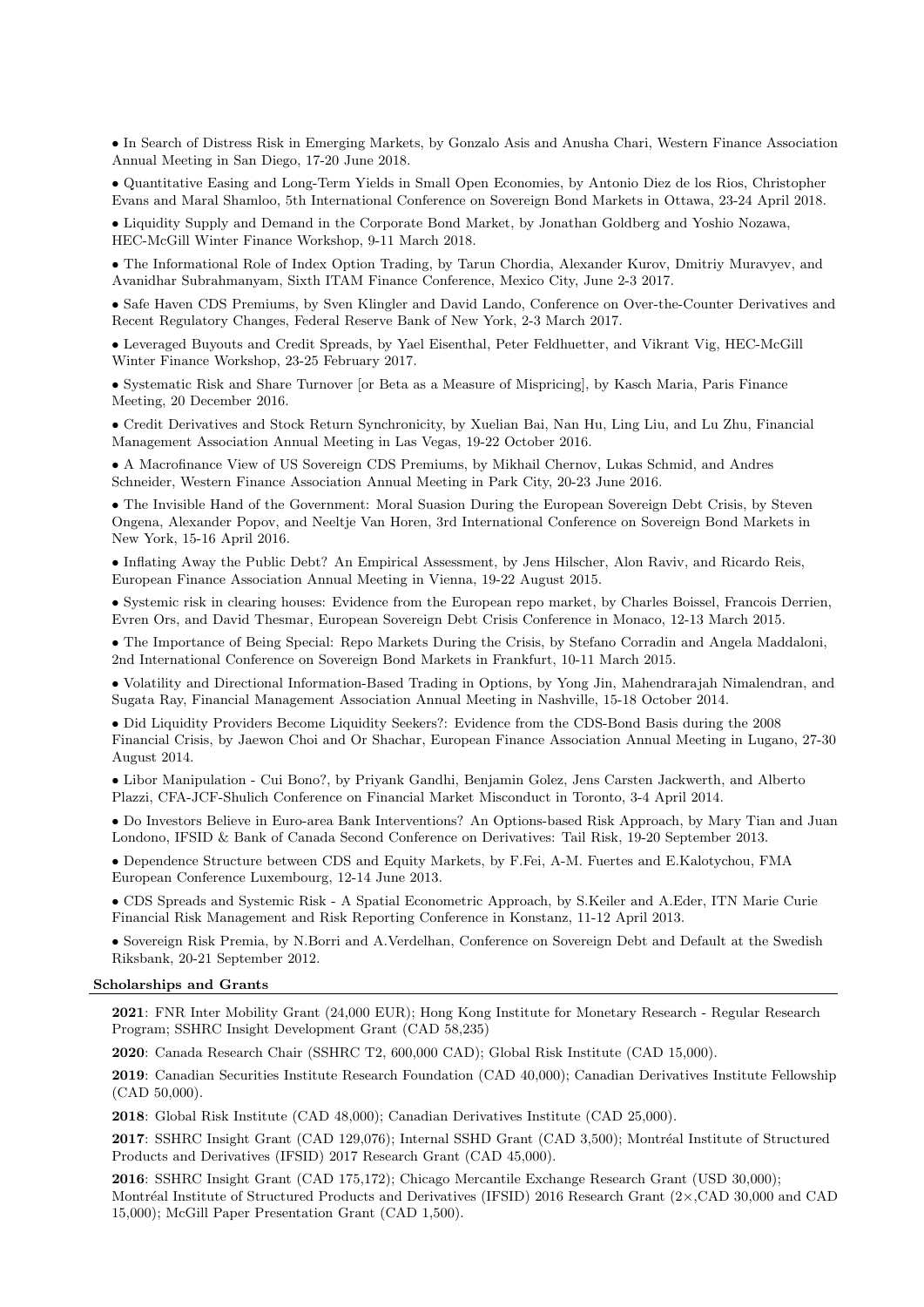- In Search of Distress Risk in Emerging Markets, by Gonzalo Asis and Anusha Chari, Western Finance Association Annual Meeting in San Diego, 17-20 June 2018.
- Quantitative Easing and Long-Term Yields in Small Open Economies, by Antonio Diez de los Rios, Christopher Evans and Maral Shamloo, 5th International Conference on Sovereign Bond Markets in Ottawa, 23-24 April 2018.
- Liquidity Supply and Demand in the Corporate Bond Market, by Jonathan Goldberg and Yoshio Nozawa, HEC-McGill Winter Finance Workshop, 9-11 March 2018.
- The Informational Role of Index Option Trading, by Tarun Chordia, Alexander Kurov, Dmitriy Muravyev, and Avanidhar Subrahmanyam, Sixth ITAM Finance Conference, Mexico City, June 2-3 2017.
- Safe Haven CDS Premiums, by Sven Klingler and David Lando, Conference on Over-the-Counter Derivatives and Recent Regulatory Changes, Federal Reserve Bank of New York, 2-3 March 2017.
- Leveraged Buyouts and Credit Spreads, by Yael Eisenthal, Peter Feldhuetter, and Vikrant Vig, HEC-McGill Winter Finance Workshop, 23-25 February 2017.
- Systematic Risk and Share Turnover [or Beta as a Measure of Mispricing], by Kasch Maria, Paris Finance Meeting, 20 December 2016.
- Credit Derivatives and Stock Return Synchronicity, by Xuelian Bai, Nan Hu, Ling Liu, and Lu Zhu, Financial Management Association Annual Meeting in Las Vegas, 19-22 October 2016.
- A Macrofinance View of US Sovereign CDS Premiums, by Mikhail Chernov, Lukas Schmid, and Andres Schneider, Western Finance Association Annual Meeting in Park City, 20-23 June 2016.
- The Invisible Hand of the Government: Moral Suasion During the European Sovereign Debt Crisis, by Steven Ongena, Alexander Popov, and Neeltje Van Horen, 3rd International Conference on Sovereign Bond Markets in New York, 15-16 April 2016.
- Inflating Away the Public Debt? An Empirical Assessment, by Jens Hilscher, Alon Raviv, and Ricardo Reis, European Finance Association Annual Meeting in Vienna, 19-22 August 2015.
- Systemic risk in clearing houses: Evidence from the European repo market, by Charles Boissel, Francois Derrien, Evren Ors, and David Thesmar, European Sovereign Debt Crisis Conference in Monaco, 12-13 March 2015.
- The Importance of Being Special: Repo Markets During the Crisis, by Stefano Corradin and Angela Maddaloni, 2nd International Conference on Sovereign Bond Markets in Frankfurt, 10-11 March 2015.
- Volatility and Directional Information-Based Trading in Options, by Yong Jin, Mahendrarajah Nimalendran, and Sugata Ray, Financial Management Association Annual Meeting in Nashville, 15-18 October 2014.
- Did Liquidity Providers Become Liquidity Seekers?: Evidence from the CDS-Bond Basis during the 2008 Financial Crisis, by Jaewon Choi and Or Shachar, European Finance Association Annual Meeting in Lugano, 27-30 August 2014.
- Libor Manipulation - Cui Bono?, by Priyank Gandhi, Benjamin Golez, Jens Carsten Jackwerth, and Alberto Plazzi, CFA-JCF-Shulich Conference on Financial Market Misconduct in Toronto, 3-4 April 2014.
- Do Investors Believe in Euro-area Bank Interventions? An Options-based Risk Approach, by Mary Tian and Juan Londono, IFSID & Bank of Canada Second Conference on Derivatives: Tail Risk, 19-20 September 2013.
- Dependence Structure between CDS and Equity Markets, by F.Fei, A-M. Fuertes and E.Kalotychou, FMA European Conference Luxembourg, 12-14 June 2013.
- CDS Spreads and Systemic Risk - A Spatial Econometric Approach, by S.Keiler and A.Eder, ITN Marie Curie Financial Risk Management and Risk Reporting Conference in Konstanz, 11-12 April 2013.
- Sovereign Risk Premia, by N.Borri and A.Verdelhan, Conference on Sovereign Debt and Default at the Swedish Riksbank, 20-21 September 2012.

## Scholarships and Grants

**2021**: FNR Inter Mobility Grant (24,000 EUR); Hong Kong Institute for Monetary Research - Regular Research Program; SSHRC Insight Development Grant (CAD 58,235)

**2020**: Canada Research Chair (SSHRC T2, 600,000 CAD); Global Risk Institute (CAD 15,000).

**2019**: Canadian Securities Institute Research Foundation (CAD 40,000); Canadian Derivatives Institute Fellowship (CAD 50,000).

**2018**: Global Risk Institute (CAD 48,000); Canadian Derivatives Institute (CAD 25,000).

**2017**: SSHRC Insight Grant (CAD 129,076); Internal SSHD Grant (CAD 3,500); Montréal Institute of Structured Products and Derivatives (IFSID) 2017 Research Grant (CAD 45,000).

**2016**: SSHRC Insight Grant (CAD 175,172); Chicago Mercantile Exchange Research Grant (USD 30,000); Montréal Institute of Structured Products and Derivatives (IFSID) 2016 Research Grant (2×,CAD 30,000 and CAD 15,000); McGill Paper Presentation Grant (CAD 1,500).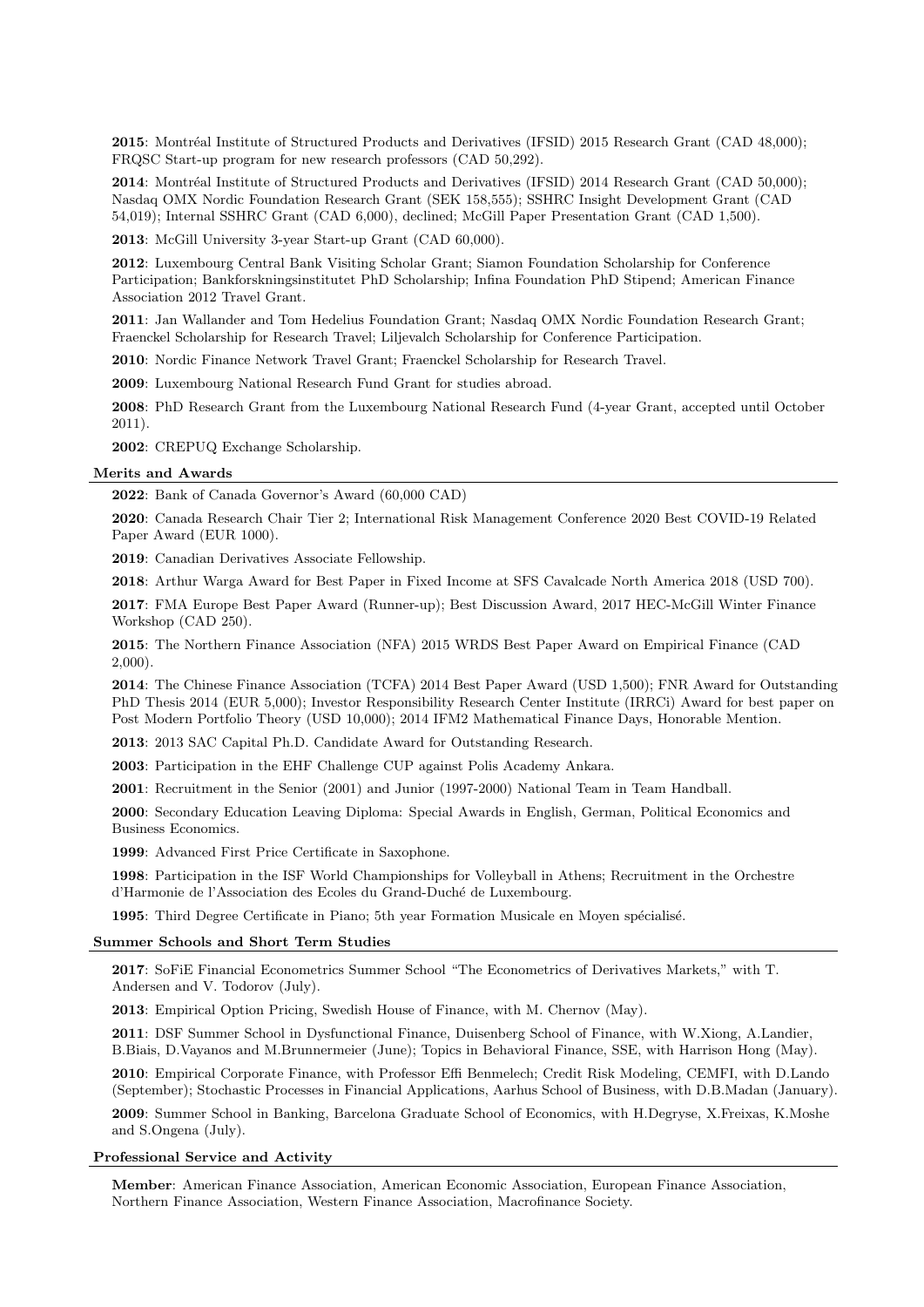**2015**: Montréal Institute of Structured Products and Derivatives (IFSID) 2015 Research Grant (CAD 48,000); FRQSC Start-up program for new research professors (CAD 50,292).

**2014**: Montréal Institute of Structured Products and Derivatives (IFSID) 2014 Research Grant (CAD 50,000); Nasdaq OMX Nordic Foundation Research Grant (SEK 158,555); SSHRC Insight Development Grant (CAD 54,019); Internal SSHRC Grant (CAD 6,000), declined; McGill Paper Presentation Grant (CAD 1,500).

**2013**: McGill University 3-year Start-up Grant (CAD 60,000).

**2012**: Luxembourg Central Bank Visiting Scholar Grant; Siamon Foundation Scholarship for Conference Participation; Bankforskningsinstitutet PhD Scholarship; Infina Foundation PhD Stipend; American Finance Association 2012 Travel Grant.

**2011**: Jan Wallander and Tom Hedelius Foundation Grant; Nasdaq OMX Nordic Foundation Research Grant; Fraenckel Scholarship for Research Travel; Liljevalch Scholarship for Conference Participation.

**2010**: Nordic Finance Network Travel Grant; Fraenckel Scholarship for Research Travel.

**2009**: Luxembourg National Research Fund Grant for studies abroad.

**2008**: PhD Research Grant from the Luxembourg National Research Fund (4-year Grant, accepted until October 2011).

**2002**: CREPUQ Exchange Scholarship.

### Merits and Awards

**2022**: Bank of Canada Governor's Award (60,000 CAD)

**2020**: Canada Research Chair Tier 2; International Risk Management Conference 2020 Best COVID-19 Related Paper Award (EUR 1000).

**2019**: Canadian Derivatives Associate Fellowship.

**2018**: Arthur Warga Award for Best Paper in Fixed Income at SFS Cavalcade North America 2018 (USD 700).

**2017**: FMA Europe Best Paper Award (Runner-up); Best Discussion Award, 2017 HEC-McGill Winter Finance Workshop (CAD 250).

**2015**: The Northern Finance Association (NFA) 2015 WRDS Best Paper Award on Empirical Finance (CAD 2,000).

**2014**: The Chinese Finance Association (TCFA) 2014 Best Paper Award (USD 1,500); FNR Award for Outstanding PhD Thesis 2014 (EUR 5,000); Investor Responsibility Research Center Institute (IRRCi) Award for best paper on Post Modern Portfolio Theory (USD 10,000); 2014 IFM2 Mathematical Finance Days, Honorable Mention.

**2013**: 2013 SAC Capital Ph.D. Candidate Award for Outstanding Research.

**2003**: Participation in the EHF Challenge CUP against Polis Academy Ankara.

**2001**: Recruitment in the Senior (2001) and Junior (1997-2000) National Team in Team Handball.

**2000**: Secondary Education Leaving Diploma: Special Awards in English, German, Political Economics and Business Economics.

**1999**: Advanced First Price Certificate in Saxophone.

**1998**: Participation in the ISF World Championships for Volleyball in Athens; Recruitment in the Orchestre d'Harmonie de l'Association des Ecoles du Grand-Duché de Luxembourg.

**1995**: Third Degree Certificate in Piano; 5th year Formation Musicale en Moyen spécialisé.

### Summer Schools and Short Term Studies

**2017**: SoFiE Financial Econometrics Summer School "The Econometrics of Derivatives Markets," with T. Andersen and V. Todorov (July).

**2013**: Empirical Option Pricing, Swedish House of Finance, with M. Chernov (May).

**2011**: DSF Summer School in Dysfunctional Finance, Duisenberg School of Finance, with W.Xiong, A.Landier, B.Biais, D.Vayanos and M.Brunnermeier (June); Topics in Behavioral Finance, SSE, with Harrison Hong (May).

**2010**: Empirical Corporate Finance, with Professor Effi Benmelech; Credit Risk Modeling, CEMFI, with D.Lando (September); Stochastic Processes in Financial Applications, Aarhus School of Business, with D.B.Madan (January).

**2009**: Summer School in Banking, Barcelona Graduate School of Economics, with H.Degryse, X.Freixas, K.Moshe and S.Ongena (July).

### Professional Service and Activity

**Member**: American Finance Association, American Economic Association, European Finance Association, Northern Finance Association, Western Finance Association, Macrofinance Society.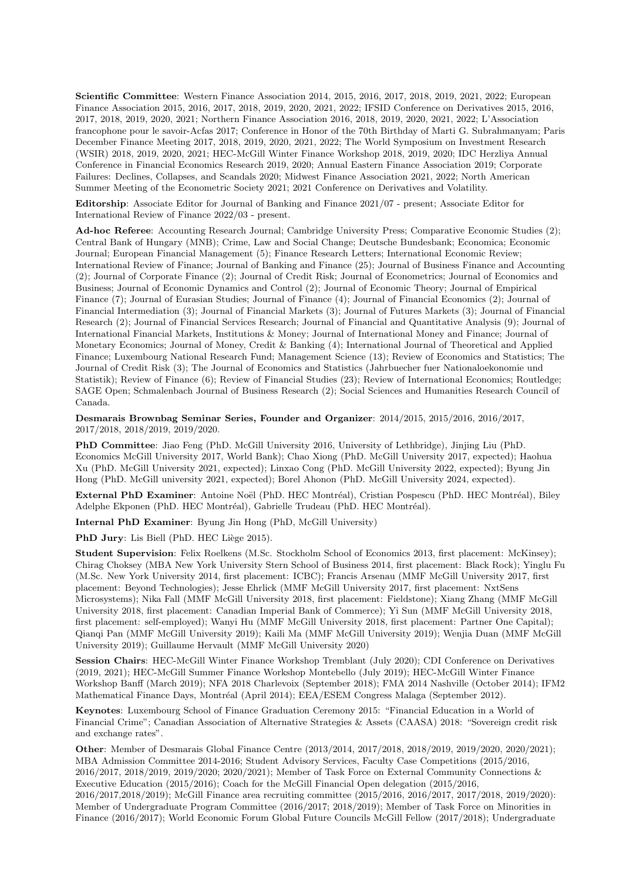**Scientific Committee**: Western Finance Association 2014, 2015, 2016, 2017, 2018, 2019, 2021, 2022; European Finance Association 2015, 2016, 2017, 2018, 2019, 2020, 2021, 2022; IFSID Conference on Derivatives 2015, 2016, 2017, 2018, 2019, 2020, 2021; Northern Finance Association 2016, 2018, 2019, 2020, 2021, 2022; L'Association francophone pour le savoir-Acfas 2017; Conference in Honor of the 70th Birthday of Marti G. Subrahmanyam; Paris December Finance Meeting 2017, 2018, 2019, 2020, 2021, 2022; The World Symposium on Investment Research (WSIR) 2018, 2019, 2020, 2021; HEC-McGill Winter Finance Workshop 2018, 2019, 2020; IDC Herzliya Annual Conference in Financial Economics Research 2019, 2020; Annual Eastern Finance Association 2019; Corporate Failures: Declines, Collapses, and Scandals 2020; Midwest Finance Association 2021, 2022; North American Summer Meeting of the Econometric Society 2021; 2021 Conference on Derivatives and Volatility.

**Editorship**: Associate Editor for Journal of Banking and Finance 2021/07 - present; Associate Editor for International Review of Finance 2022/03 - present.

**Ad-hoc Referee**: Accounting Research Journal; Cambridge University Press; Comparative Economic Studies (2); Central Bank of Hungary (MNB); Crime, Law and Social Change; Deutsche Bundesbank; Economica; Economic Journal; European Financial Management (5); Finance Research Letters; International Economic Review; International Review of Finance; Journal of Banking and Finance (25); Journal of Business Finance and Accounting (2); Journal of Corporate Finance (2); Journal of Credit Risk; Journal of Econometrics; Journal of Economics and Business; Journal of Economic Dynamics and Control (2); Journal of Economic Theory; Journal of Empirical Finance (7); Journal of Eurasian Studies; Journal of Finance (4); Journal of Financial Economics (2); Journal of Financial Intermediation (3); Journal of Financial Markets (3); Journal of Futures Markets (3); Journal of Financial Research (2); Journal of Financial Services Research; Journal of Financial and Quantitative Analysis (9); Journal of International Financial Markets, Institutions & Money; Journal of International Money and Finance; Journal of Monetary Economics; Journal of Money, Credit & Banking (4); International Journal of Theoretical and Applied Finance; Luxembourg National Research Fund; Management Science (13); Review of Economics and Statistics; The Journal of Credit Risk (3); The Journal of Economics and Statistics (Jahrbuecher fuer Nationaloekonomie und Statistik); Review of Finance (6); Review of Financial Studies (23); Review of International Economics; Routledge; SAGE Open; Schmalenbach Journal of Business Research (2); Social Sciences and Humanities Research Council of Canada.

**Desmarais Brownbag Seminar Series, Founder and Organizer**: 2014/2015, 2015/2016, 2016/2017, 2017/2018, 2018/2019, 2019/2020.

**PhD Committee**: Jiao Feng (PhD. McGill University 2016, University of Lethbridge), Jinjing Liu (PhD. Economics McGill University 2017, World Bank); Chao Xiong (PhD. McGill University 2017, expected); Haohua Xu (PhD. McGill University 2021, expected); Linxao Cong (PhD. McGill University 2022, expected); Byung Jin Hong (PhD. McGill university 2021, expected); Borel Ahonon (PhD. McGill University 2024, expected).

**External PhD Examiner**: Antoine Noël (PhD. HEC Montréal), Cristian Pospescu (PhD. HEC Montréal), Biley Adelphe Ekponen (PhD. HEC Montréal), Gabrielle Trudeau (PhD. HEC Montréal).

**Internal PhD Examiner**: Byung Jin Hong (PhD, McGill University)

**PhD Jury**: Lis Biell (PhD. HEC Liège 2015).

**Student Supervision**: Felix Roelkens (M.Sc. Stockholm School of Economics 2013, first placement: McKinsey); Chirag Choksey (MBA New York University Stern School of Business 2014, first placement: Black Rock); Yinglu Fu (M.Sc. New York University 2014, first placement: ICBC); Francis Arsenau (MMF McGill University 2017, first placement: Beyond Technologies); Jesse Ehrlick (MMF McGill University 2017, first placement: NxtSens Microsystems); Nika Fall (MMF McGill University 2018, first placement: Fieldstone); Xiang Zhang (MMF McGill University 2018, first placement: Canadian Imperial Bank of Commerce); Yi Sun (MMF McGill University 2018, first placement: self-employed); Wanyi Hu (MMF McGill University 2018, first placement: Partner One Capital); Qianqi Pan (MMF McGill University 2019); Kaili Ma (MMF McGill University 2019); Wenjia Duan (MMF McGill University 2019); Guillaume Hervault (MMF McGill University 2020)

**Session Chairs**: HEC-McGill Winter Finance Workshop Tremblant (July 2020); CDI Conference on Derivatives (2019, 2021); HEC-McGill Summer Finance Workshop Montebello (July 2019); HEC-McGill Winter Finance Workshop Banff (March 2019); NFA 2018 Charlevoix (September 2018); FMA 2014 Nashville (October 2014); IFM2 Mathematical Finance Days, Montréal (April 2014); EEA/ESEM Congress Malaga (September 2012).

**Keynotes**: Luxembourg School of Finance Graduation Ceremony 2015: "Financial Education in a World of Financial Crime"; Canadian Association of Alternative Strategies & Assets (CAASA) 2018: "Sovereign credit risk and exchange rates".

**Other**: Member of Desmarais Global Finance Centre (2013/2014, 2017/2018, 2018/2019, 2019/2020, 2020/2021); MBA Admission Committee 2014-2016; Student Advisory Services, Faculty Case Competitions (2015/2016, 2016/2017, 2018/2019, 2019/2020; 2020/2021); Member of Task Force on External Community Connections & Executive Education (2015/2016); Coach for the McGill Financial Open delegation (2015/2016, 2016/2017,2018/2019); McGill Finance area recruiting committee (2015/2016, 2016/2017, 2017/2018, 2019/2020): Member of Undergraduate Program Committee (2016/2017; 2018/2019); Member of Task Force on Minorities in Finance (2016/2017); World Economic Forum Global Future Councils McGill Fellow (2017/2018); Undergraduate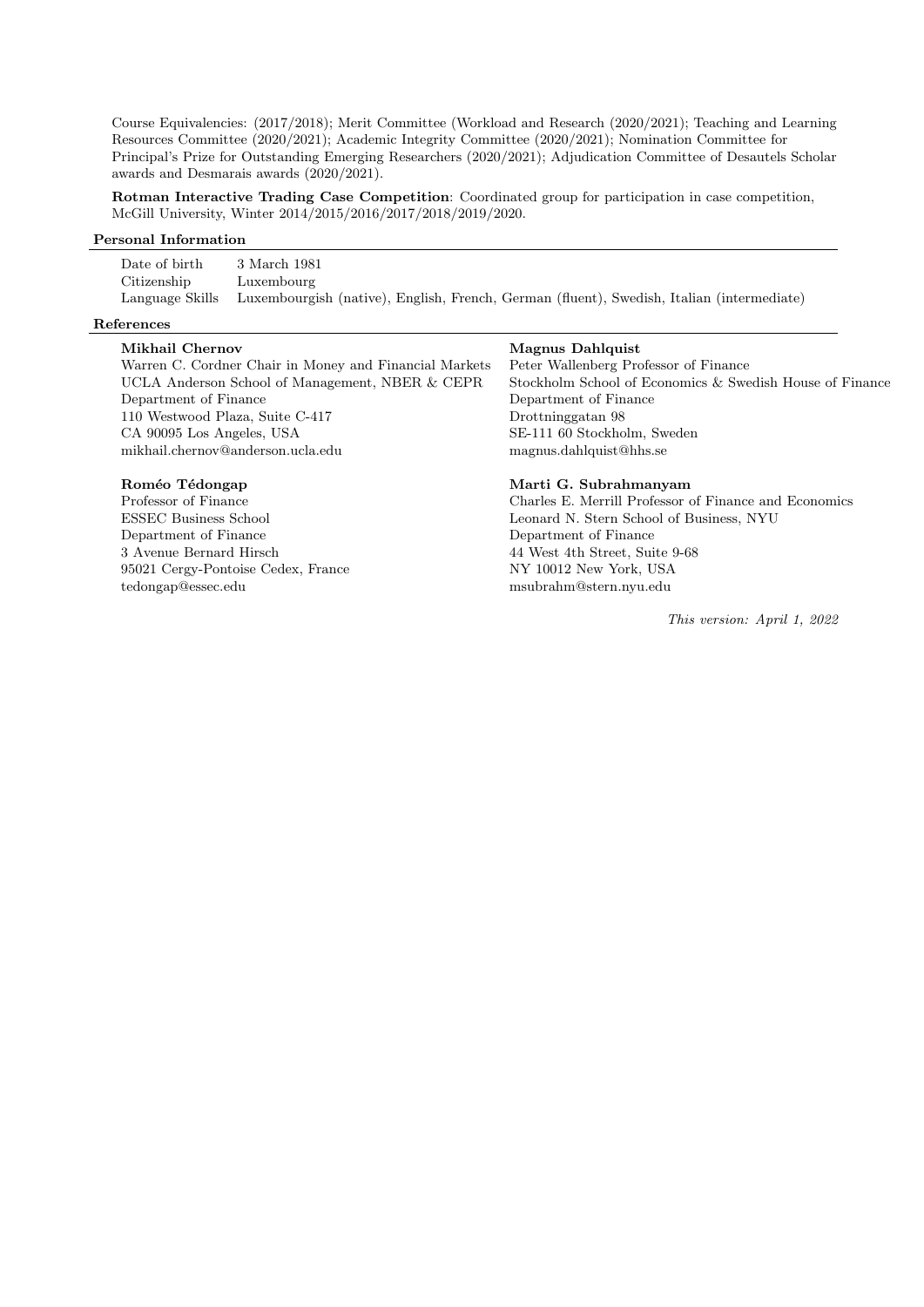Course Equivalencies: (2017/2018); Merit Committee (Workload and Research (2020/2021); Teaching and Learning Resources Committee (2020/2021); Academic Integrity Committee (2020/2021); Nomination Committee for Principal's Prize for Outstanding Emerging Researchers (2020/2021); Adjudication Committee of Desautels Scholar awards and Desmarais awards (2020/2021).

**Rotman Interactive Trading Case Competition**: Coordinated group for participation in case competition, McGill University, Winter 2014/2015/2016/2017/2018/2019/2020.

### Personal Information

| | |
|---|---|
| Date of birth | 3 March 1981 |
| Citizenship | Luxembourg |
| Language Skills | Luxembourgish (native), English, French, German (fluent), Swedish, Italian (intermediate) |

### References

**Mikhail Chernov**
Warren C. Cordner Chair in Money and Financial Markets
UCLA Anderson School of Management, NBER & CEPR
Department of Finance
110 Westwood Plaza, Suite C-417
CA 90095 Los Angeles, USA
mikhail.chernov@anderson.ucla.edu

**Magnus Dahlquist**
Peter Wallenberg Professor of Finance
Stockholm School of Economics & Swedish House of Finance
Department of Finance
Drottninggatan 98
SE-111 60 Stockholm, Sweden
magnus.dahlquist@hhs.se

**Roméo Tédongap**
Professor of Finance
ESSEC Business School
Department of Finance
3 Avenue Bernard Hirsch
95021 Cergy-Pontoise Cedex, France
tedongap@essec.edu

**Marti G. Subrahmanyam**
Charles E. Merrill Professor of Finance and Economics
Leonard N. Stern School of Business, NYU
Department of Finance
44 West 4th Street, Suite 9-68
NY 10012 New York, USA
msubrahm@stern.nyu.edu

*This version: April 1, 2022*